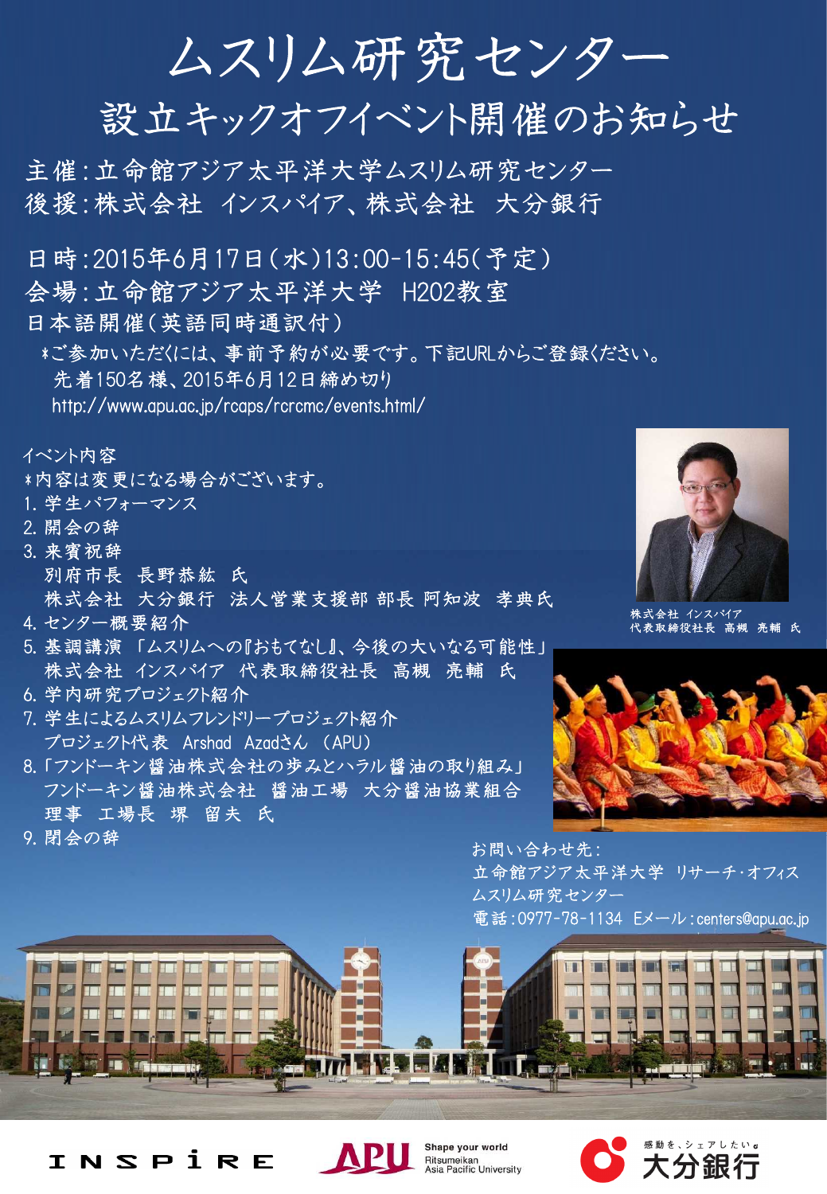# ムスリム研究センター
## 設立キックオフイベント開催のお知らせ

主催：立命館アジア太平洋大学ムスリム研究センター
後援：株式会社 インスパイア、株式会社 大分銀行

日時：2015年6月17日（水）13:00-15:45（予定）
会場：立命館アジア太平洋大学 H202教室
日本語開催（英語同時通訳付）

*ご参加いただくには、事前予約が必要です。下記URLからご登録ください。
先着150名様、2015年6月12日締め切り
http://www.apu.ac.jp/rcaps/rcrcmc/events.html/

イベント内容
*内容は変更になる場合がございます。

1. 学生パフォーマンス
2. 開会の辞
3. 来賓祝辞
   別府市長 長野恭紘 氏
   株式会社 大分銀行 法人営業支援部 部長 阿知波 孝典氏
4. センター概要紹介
5. 基調講演 「ムスリムへの『おもてなし』、今後の大いなる可能性」
   株式会社 インスパイア 代表取締役社長 高槻 亮輔 氏
6. 学内研究プロジェクト紹介
7. 学生によるムスリムフレンドリープロジェクト紹介
   プロジェクト代表 Arshad Azadさん （APU）
8. 「フンドーキン醤油株式会社の歩みとハラル醤油の取り組み」
   フンドーキン醤油株式会社 醤油工場 大分醤油協業組合
   理事 工場長 堺 留夫 氏
9. 閉会の辞

株式会社 インスパイア
代表取締役社長 高槻 亮輔 氏

お問い合わせ先：
立命館アジア太平洋大学 リサーチ・オフィス
ムスリム研究センター
電話：0977-78-1134 Eメール：centers@apu.ac.jp

INSPiRE　APU Shape your world Ritsumeikan Asia Pacific University　感動を、シェアしたい。大分銀行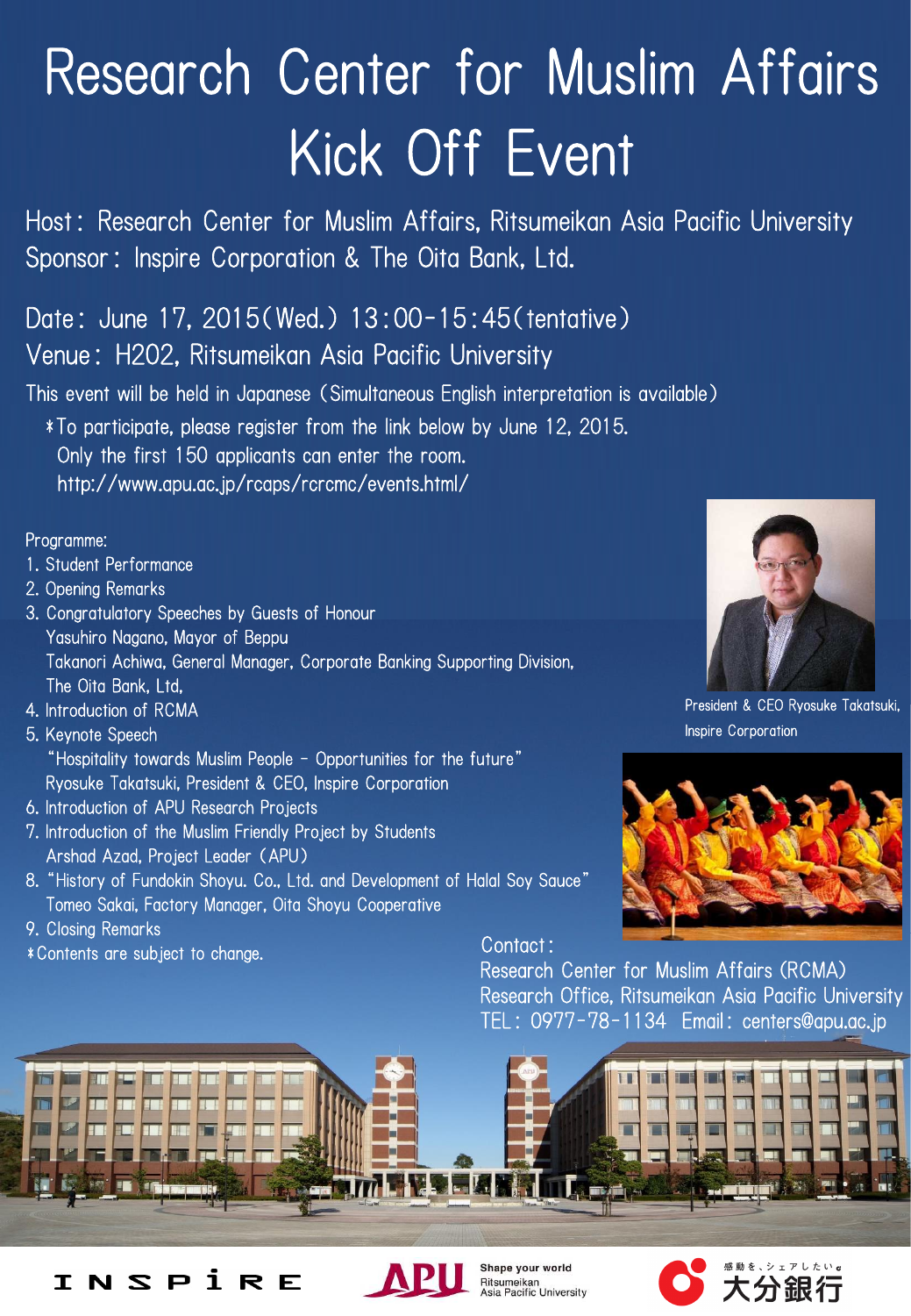# Research Center for Muslim Affairs Kick Off Event

Host: Research Center for Muslim Affairs, Ritsumeikan Asia Pacific University
Sponsor: Inspire Corporation & The Oita Bank, Ltd.

Date: June 17, 2015(Wed.) 13:00-15:45(tentative)
Venue: H202, Ritsumeikan Asia Pacific University

This event will be held in Japanese (Simultaneous English interpretation is available)

*To participate, please register from the link below by June 12, 2015.
Only the first 150 applicants can enter the room.
http://www.apu.ac.jp/rcaps/rcrcmc/events.html/

Programme:

1. Student Performance
2. Opening Remarks
3. Congratulatory Speeches by Guests of Honour
   Yasuhiro Nagano, Mayor of Beppu
   Takanori Achiwa, General Manager, Corporate Banking Supporting Division, The Oita Bank, Ltd.
4. Introduction of RCMA
5. Keynote Speech
   "Hospitality towards Muslim People - Opportunities for the future"
   Ryosuke Takatsuki, President & CEO, Inspire Corporation
6. Introduction of APU Research Projects
7. Introduction of the Muslim Friendly Project by Students
   Arshad Azad, Project Leader (APU)
8. "History of Fundokin Shoyu. Co., Ltd. and Development of Halal Soy Sauce"
   Tomeo Sakai, Factory Manager, Oita Shoyu Cooperative
9. Closing Remarks

*Contents are subject to change.

President & CEO Ryosuke Takatsuki, Inspire Corporation

Contact:
Research Center for Muslim Affairs (RCMA)
Research Office, Ritsumeikan Asia Pacific University
TEL: 0977-78-1134 Email: centers@apu.ac.jp

INSPIRE

APU Shape your world Ritsumeikan Asia Pacific University

感動を、シェアしたい。 大分銀行